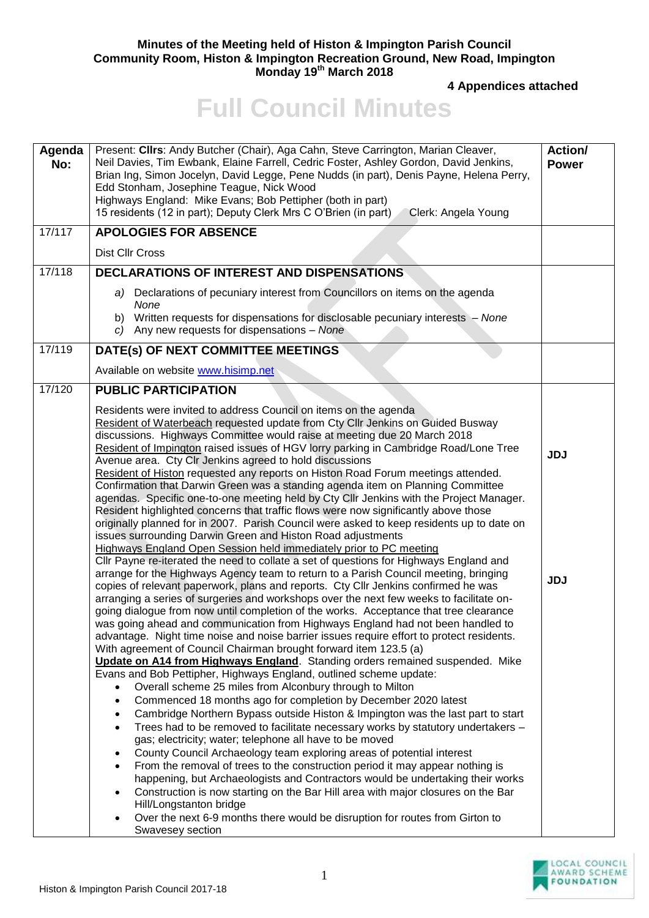**Minutes of the Meeting held of Histon & Impington Parish Council**
**Community Room, Histon & Impington Recreation Ground, New Road, Impington**
**Monday 19th March 2018**

**4 Appendices attached**

# Full Council Minutes

| Agenda No: | Present: **Cllrs**: Andy Butcher (Chair), Aga Cahn, Steve Carrington, Marian Cleaver, Neil Davies, Tim Ewbank, Elaine Farrell, Cedric Foster, Ashley Gordon, David Jenkins, Brian Ing, Simon Jocelyn, David Legge, Pene Nudds (in part), Denis Payne, Helena Perry, Edd Stonham, Josephine Teague, Nick Wood<br>Highways England: Mike Evans; Bob Pettipher (both in part)<br>15 residents (12 in part); Deputy Clerk Mrs C O'Brien (in part) Clerk: Angela Young | **Action/ Power** |
|---|---|---|
| 17/117 | **APOLOGIES FOR ABSENCE** | |
| | Dist Cllr Cross | |
| 17/118 | **DECLARATIONS OF INTEREST AND DISPENSATIONS** | |
| | a) Declarations of pecuniary interest from Councillors on items on the agenda *None*<br>b) Written requests for dispensations for disclosable pecuniary interests – *None*<br>c) Any new requests for dispensations – *None* | |
| 17/119 | **DATE(s) OF NEXT COMMITTEE MEETINGS** | |
| | Available on website www.hisimp.net | |
| 17/120 | **PUBLIC PARTICIPATION** | |
| | Residents were invited to address Council on items on the agenda<br>Resident of Waterbeach requested update from Cty Cllr Jenkins on Guided Busway discussions. Highways Committee would raise at meeting due 20 March 2018<br>Resident of Impington raised issues of HGV lorry parking in Cambridge Road/Lone Tree Avenue area. Cty Clr Jenkins agreed to hold discussions<br>Resident of Histon requested any reports on Histon Road Forum meetings attended. Confirmation that Darwin Green was a standing agenda item on Planning Committee agendas. Specific one-to-one meeting held by Cty Cllr Jenkins with the Project Manager. Resident highlighted concerns that traffic flows were now significantly above those originally planned for in 2007. Parish Council were asked to keep residents up to date on issues surrounding Darwin Green and Histon Road adjustments | **JDJ** |
| | Highways England Open Session held immediately prior to PC meeting<br>Cllr Payne re-iterated the need to collate a set of questions for Highways England and arrange for the Highways Agency team to return to a Parish Council meeting, bringing copies of relevant paperwork, plans and reports. Cty Cllr Jenkins confirmed he was arranging a series of surgeries and workshops over the next few weeks to facilitate on-going dialogue from now until completion of the works. Acceptance that tree clearance was going ahead and communication from Highways England had not been handled to advantage. Night time noise and noise barrier issues require effort to protect residents. With agreement of Council Chairman brought forward item 123.5 (a) | **JDJ** |
| | **Update on A14 from Highways England**. Standing orders remained suspended. Mike Evans and Bob Pettipher, Highways England, outlined scheme update:<br>• Overall scheme 25 miles from Alconbury through to Milton<br>• Commenced 18 months ago for completion by December 2020 latest<br>• Cambridge Northern Bypass outside Histon & Impington was the last part to start<br>• Trees had to be removed to facilitate necessary works by statutory undertakers – gas; electricity; water; telephone all have to be moved<br>• County Council Archaeology team exploring areas of potential interest<br>• From the removal of trees to the construction period it may appear nothing is happening, but Archaeologists and Contractors would be undertaking their works<br>• Construction is now starting on the Bar Hill area with major closures on the Bar Hill/Longstanton bridge<br>• Over the next 6-9 months there would be disruption for routes from Girton to Swavesey section | |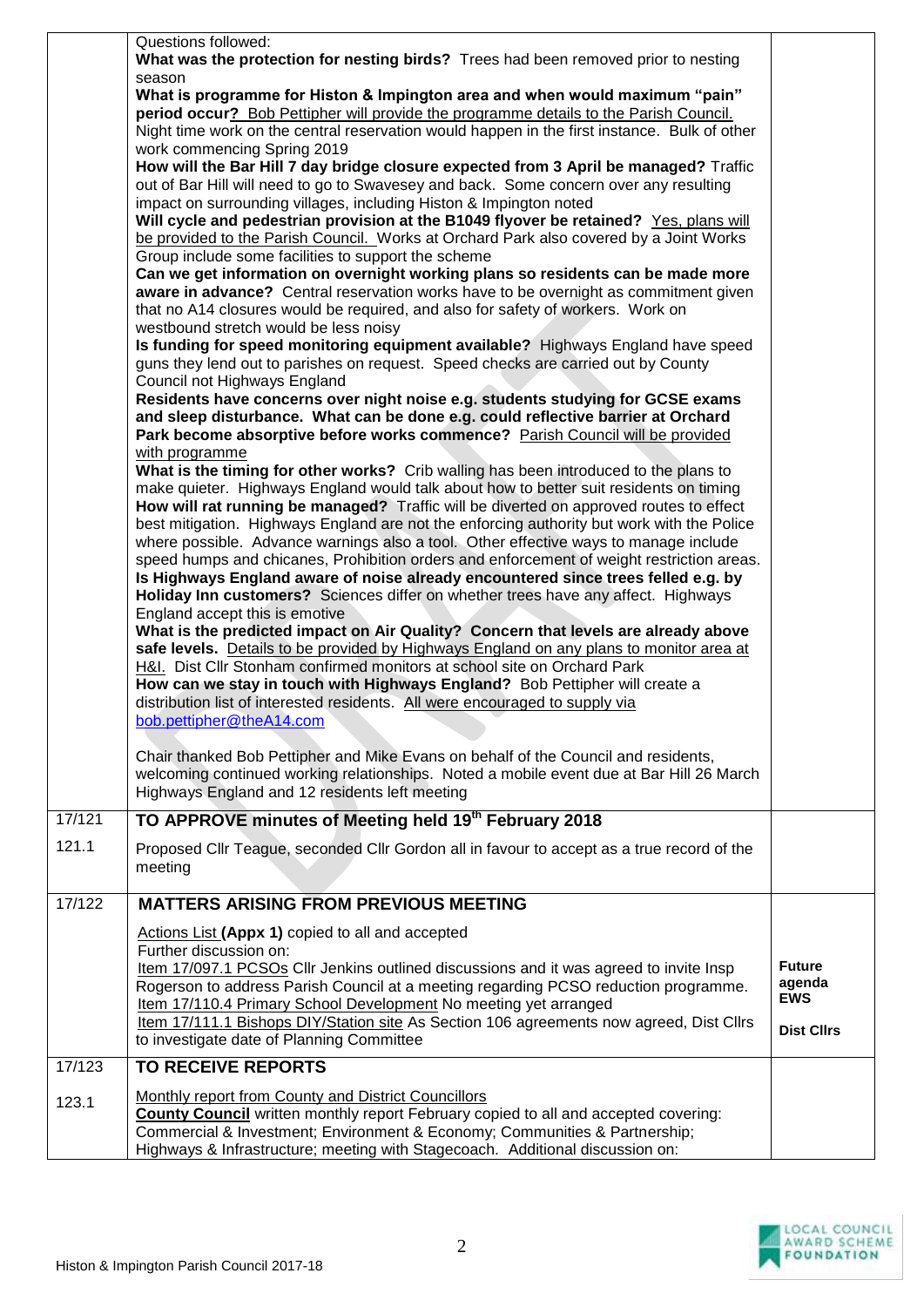| | | |
|---|---|---|
| | Questions followed:<br>**What was the protection for nesting birds?** Trees had been removed prior to nesting season<br>**What is programme for Histon & Impington area and when would maximum "pain" period occur?** Bob Pettipher will provide the programme details to the Parish Council. Night time work on the central reservation would happen in the first instance. Bulk of other work commencing Spring 2019<br>**How will the Bar Hill 7 day bridge closure expected from 3 April be managed?** Traffic out of Bar Hill will need to go to Swavesey and back. Some concern over any resulting impact on surrounding villages, including Histon & Impington noted<br>**Will cycle and pedestrian provision at the B1049 flyover be retained?** Yes, plans will be provided to the Parish Council. Works at Orchard Park also covered by a Joint Works Group include some facilities to support the scheme<br>**Can we get information on overnight working plans so residents can be made more aware in advance?** Central reservation works have to be overnight as commitment given that no A14 closures would be required, and also for safety of workers. Work on westbound stretch would be less noisy<br>**Is funding for speed monitoring equipment available?** Highways England have speed guns they lend out to parishes on request. Speed checks are carried out by County Council not Highways England<br>**Residents have concerns over night noise e.g. students studying for GCSE exams and sleep disturbance. What can be done e.g. could reflective barrier at Orchard Park become absorptive before works commence?** Parish Council will be provided with programme<br>**What is the timing for other works?** Crib walling has been introduced to the plans to make quieter. Highways England would talk about how to better suit residents on timing<br>**How will rat running be managed?** Traffic will be diverted on approved routes to effect best mitigation. Highways England are not the enforcing authority but work with the Police where possible. Advance warnings also a tool. Other effective ways to manage include speed humps and chicanes, Prohibition orders and enforcement of weight restriction areas.<br>**Is Highways England aware of noise already encountered since trees felled e.g. by Holiday Inn customers?** Sciences differ on whether trees have any affect. Highways England accept this is emotive<br>**What is the predicted impact on Air Quality? Concern that levels are already above safe levels.** Details to be provided by Highways England on any plans to monitor area at H&I. Dist Cllr Stonham confirmed monitors at school site on Orchard Park<br>**How can we stay in touch with Highways England?** Bob Pettipher will create a distribution list of interested residents. All were encouraged to supply via bob.pettipher@theA14.com<br><br>Chair thanked Bob Pettipher and Mike Evans on behalf of the Council and residents, welcoming continued working relationships. Noted a mobile event due at Bar Hill 26 March<br>Highways England and 12 residents left meeting | |
| 17/121 | **TO APPROVE minutes of Meeting held 19th February 2018** | |
| 121.1 | Proposed Cllr Teague, seconded Cllr Gordon all in favour to accept as a true record of the meeting | |
| 17/122 | **MATTERS ARISING FROM PREVIOUS MEETING**<br><br>Actions List **(Appx 1)** copied to all and accepted<br>Further discussion on:<br>Item 17/097.1 PCSOs Cllr Jenkins outlined discussions and it was agreed to invite Insp Rogerson to address Parish Council at a meeting regarding PCSO reduction programme.<br>Item 17/110.4 Primary School Development No meeting yet arranged<br>Item 17/111.1 Bishops DIY/Station site As Section 106 agreements now agreed, Dist Cllrs to investigate date of Planning Committee | **Future agenda EWS**<br><br>**Dist Cllrs** |
| 17/123 | **TO RECEIVE REPORTS** | |
| 123.1 | Monthly report from County and District Councillors<br>**County Council** written monthly report February copied to all and accepted covering: Commercial & Investment; Environment & Economy; Communities & Partnership; Highways & Infrastructure; meeting with Stagecoach. Additional discussion on: | |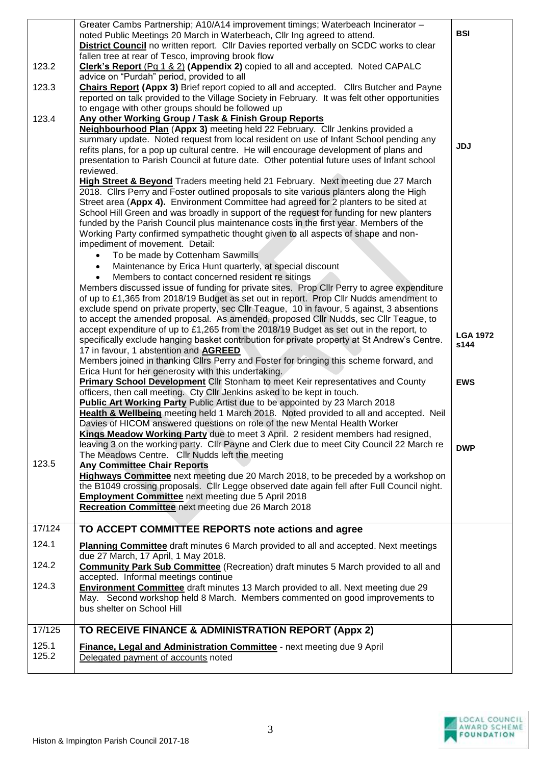| | | |
|---|---|---|
| | Greater Cambs Partnership; A10/A14 improvement timings; Waterbeach Incinerator – noted Public Meetings 20 March in Waterbeach, Cllr Ing agreed to attend.<br>**District Council** no written report. Cllr Davies reported verbally on SCDC works to clear fallen tree at rear of Tesco, improving brook flow | BSI |
| 123.2 | **Clerk's Report** (Pg 1 & 2) **(Appendix 2)** copied to all and accepted. Noted CAPALC advice on "Purdah" period, provided to all | |
| 123.3 | **Chairs Report (Appx 3)** Brief report copied to all and accepted. Cllrs Butcher and Payne reported on talk provided to the Village Society in February. It was felt other opportunities to engage with other groups should be followed up | |
| 123.4 | **Any other Working Group / Task & Finish Group Reports**<br>**Neighbourhood Plan** (**Appx 3)** meeting held 22 February. Cllr Jenkins provided a summary update. Noted request from local resident on use of Infant School pending any refits plans, for a pop up cultural centre. He will encourage development of plans and presentation to Parish Council at future date. Other potential future uses of Infant school reviewed.<br>**High Street & Beyond** Traders meeting held 21 February. Next meeting due 27 March 2018. Cllrs Perry and Foster outlined proposals to site various planters along the High Street area (**Appx 4).** Environment Committee had agreed for 2 planters to be sited at School Hill Green and was broadly in support of the request for funding for new planters funded by the Parish Council plus maintenance costs in the first year. Members of the Working Party confirmed sympathetic thought given to all aspects of shape and non-impediment of movement. Detail:<br>• To be made by Cottenham Sawmills<br>• Maintenance by Erica Hunt quarterly, at special discount<br>• Members to contact concerned resident re sitings<br>Members discussed issue of funding for private sites. Prop Cllr Perry to agree expenditure of up to £1,365 from 2018/19 Budget as set out in report. Prop Cllr Nudds amendment to exclude spend on private property, sec Cllr Teague, 10 in favour, 5 against, 3 absentions to accept the amended proposal. As amended, proposed Cllr Nudds, sec Cllr Teague, to accept expenditure of up to £1,265 from the 2018/19 Budget as set out in the report, to specifically exclude hanging basket contribution for private property at St Andrew's Centre. 17 in favour, 1 abstention and **AGREED**<br>Members joined in thanking Cllrs Perry and Foster for bringing this scheme forward, and Erica Hunt for her generosity with this undertaking.<br>**Primary School Development** Cllr Stonham to meet Keir representatives and County officers, then call meeting. Cty Cllr Jenkins asked to be kept in touch.<br>**Public Art Working Party** Public Artist due to be appointed by 23 March 2018<br>**Health & Wellbeing** meeting held 1 March 2018. Noted provided to all and accepted. Neil Davies of HICOM answered questions on role of the new Mental Health Worker<br>**Kings Meadow Working Party** due to meet 3 April. 2 resident members had resigned, leaving 3 on the working party. Cllr Payne and Clerk due to meet City Council 22 March re The Meadows Centre. Cllr Nudds left the meeting | JDJ<br><br>LGA 1972 s144<br><br>EWS<br><br>DWP |
| 123.5 | **Any Committee Chair Reports**<br>**Highways Committee** next meeting due 20 March 2018, to be preceded by a workshop on the B1049 crossing proposals. Cllr Legge observed date again fell after Full Council night.<br>**Employment Committee** next meeting due 5 April 2018<br>**Recreation Committee** next meeting due 26 March 2018 | |
| 17/124 | **TO ACCEPT COMMITTEE REPORTS note actions and agree** | |
| 124.1 | **Planning Committee** draft minutes 6 March provided to all and accepted. Next meetings due 27 March, 17 April, 1 May 2018. | |
| 124.2 | **Community Park Sub Committee** (Recreation) draft minutes 5 March provided to all and accepted. Informal meetings continue | |
| 124.3 | **Environment Committee** draft minutes 13 March provided to all. Next meeting due 29 May. Second workshop held 8 March. Members commented on good improvements to bus shelter on School Hill | |
| 17/125 | **TO RECEIVE FINANCE & ADMINISTRATION REPORT (Appx 2)** | |
| 125.1 | **Finance, Legal and Administration Committee** - next meeting due 9 April | |
| 125.2 | Delegated payment of accounts noted | |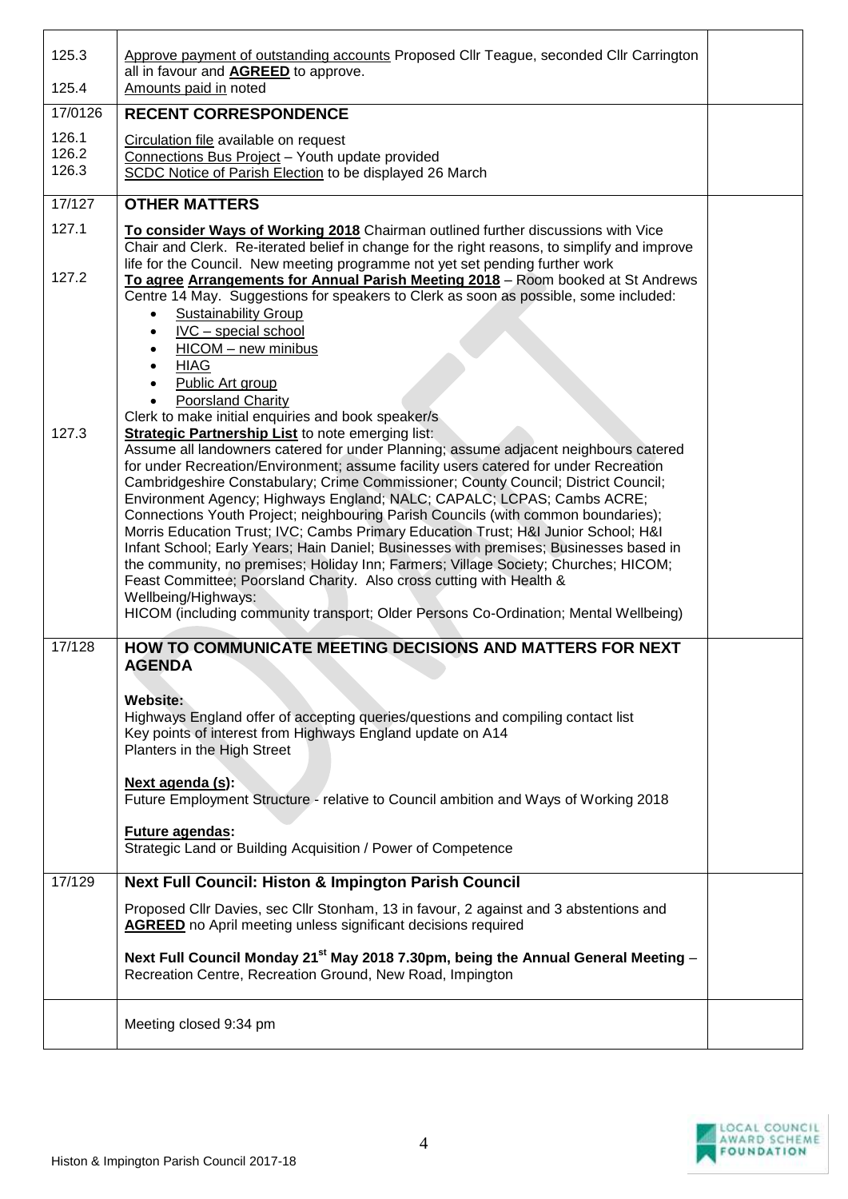| | | |
|---|---|---|
| 125.3 | Approve payment of outstanding accounts Proposed Cllr Teague, seconded Cllr Carrington all in favour and **AGREED** to approve. | |
| 125.4 | Amounts paid in noted | |
| 17/0126 | **RECENT CORRESPONDENCE** | |
| 126.1<br>126.2<br>126.3 | Circulation file available on request<br>Connections Bus Project – Youth update provided<br>SCDC Notice of Parish Election to be displayed 26 March | |
| 17/127 | **OTHER MATTERS** | |
| 127.1 | **To consider Ways of Working 2018** Chairman outlined further discussions with Vice Chair and Clerk. Re-iterated belief in change for the right reasons, to simplify and improve life for the Council. New meeting programme not yet set pending further work | |
| 127.2 | **To agree Arrangements for Annual Parish Meeting 2018** – Room booked at St Andrews Centre 14 May. Suggestions for speakers to Clerk as soon as possible, some included:<br>• Sustainability Group<br>• IVC – special school<br>• HICOM – new minibus<br>• HIAG<br>• Public Art group<br>• Poorsland Charity<br>Clerk to make initial enquiries and book speaker/s | |
| 127.3 | **Strategic Partnership List** to note emerging list:<br>Assume all landowners catered for under Planning; assume adjacent neighbours catered for under Recreation/Environment; assume facility users catered for under Recreation Cambridgeshire Constabulary; Crime Commissioner; County Council; District Council; Environment Agency; Highways England; NALC; CAPALC; LCPAS; Cambs ACRE; Connections Youth Project; neighbouring Parish Councils (with common boundaries); Morris Education Trust; IVC; Cambs Primary Education Trust; H&I Junior School; H&I Infant School; Early Years; Hain Daniel; Businesses with premises; Businesses based in the community, no premises; Holiday Inn; Farmers; Village Society; Churches; HICOM; Feast Committee; Poorsland Charity. Also cross cutting with Health & Wellbeing/Highways:<br>HICOM (including community transport; Older Persons Co-Ordination; Mental Wellbeing) | |
| 17/128 | **HOW TO COMMUNICATE MEETING DECISIONS AND MATTERS FOR NEXT AGENDA**<br><br>**Website:**<br>Highways England offer of accepting queries/questions and compiling contact list<br>Key points of interest from Highways England update on A14<br>Planters in the High Street<br><br>**Next agenda (s):**<br>Future Employment Structure - relative to Council ambition and Ways of Working 2018<br><br>**Future agendas:**<br>Strategic Land or Building Acquisition / Power of Competence | |
| 17/129 | **Next Full Council: Histon & Impington Parish Council**<br><br>Proposed Cllr Davies, sec Cllr Stonham, 13 in favour, 2 against and 3 abstentions and **AGREED** no April meeting unless significant decisions required<br><br>**Next Full Council Monday 21st May 2018 7.30pm, being the Annual General Meeting** – Recreation Centre, Recreation Ground, New Road, Impington | |
| | Meeting closed 9:34 pm | |